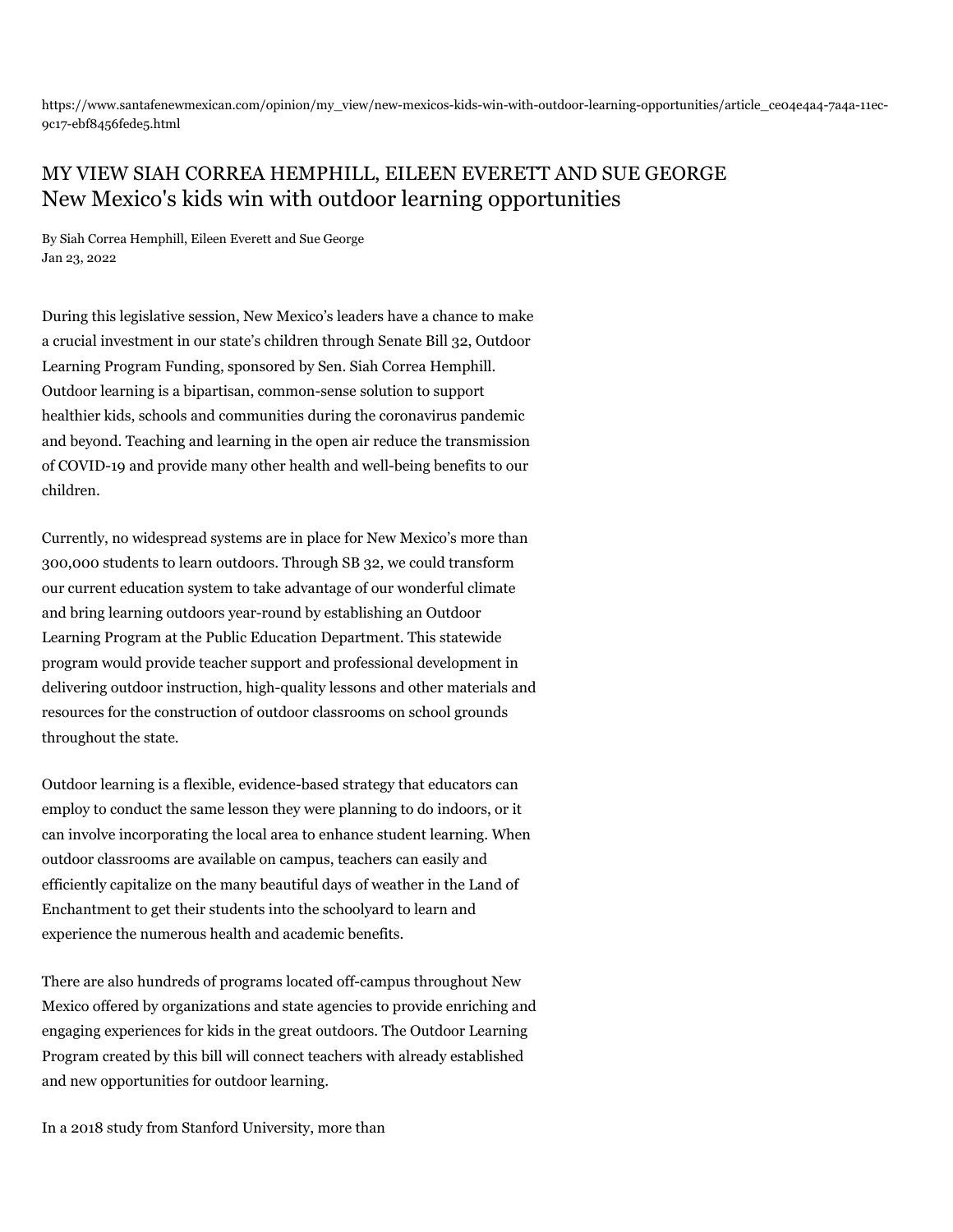https://www.santafenewmexican.com/opinion/my_view/new-mexicos-kids-win-with-outdoor-learning-opportunities/article_ce04e4a4-7a4a-11ec-9c17-ebf8456fede5.html

MY VIEW SIAH CORREA HEMPHILL, EILEEN EVERETT AND SUE GEORGE

# New Mexico's kids win with outdoor learning opportunities

By Siah Correa Hemphill, Eileen Everett and Sue George
Jan 23, 2022

During this legislative session, New Mexico's leaders have a chance to make a crucial investment in our state's children through Senate Bill 32, Outdoor Learning Program Funding, sponsored by Sen. Siah Correa Hemphill. Outdoor learning is a bipartisan, common-sense solution to support healthier kids, schools and communities during the coronavirus pandemic and beyond. Teaching and learning in the open air reduce the transmission of COVID-19 and provide many other health and well-being benefits to our children.

Currently, no widespread systems are in place for New Mexico's more than 300,000 students to learn outdoors. Through SB 32, we could transform our current education system to take advantage of our wonderful climate and bring learning outdoors year-round by establishing an Outdoor Learning Program at the Public Education Department. This statewide program would provide teacher support and professional development in delivering outdoor instruction, high-quality lessons and other materials and resources for the construction of outdoor classrooms on school grounds throughout the state.

Outdoor learning is a flexible, evidence-based strategy that educators can employ to conduct the same lesson they were planning to do indoors, or it can involve incorporating the local area to enhance student learning. When outdoor classrooms are available on campus, teachers can easily and efficiently capitalize on the many beautiful days of weather in the Land of Enchantment to get their students into the schoolyard to learn and experience the numerous health and academic benefits.

There are also hundreds of programs located off-campus throughout New Mexico offered by organizations and state agencies to provide enriching and engaging experiences for kids in the great outdoors. The Outdoor Learning Program created by this bill will connect teachers with already established and new opportunities for outdoor learning.

In a 2018 study from Stanford University, more than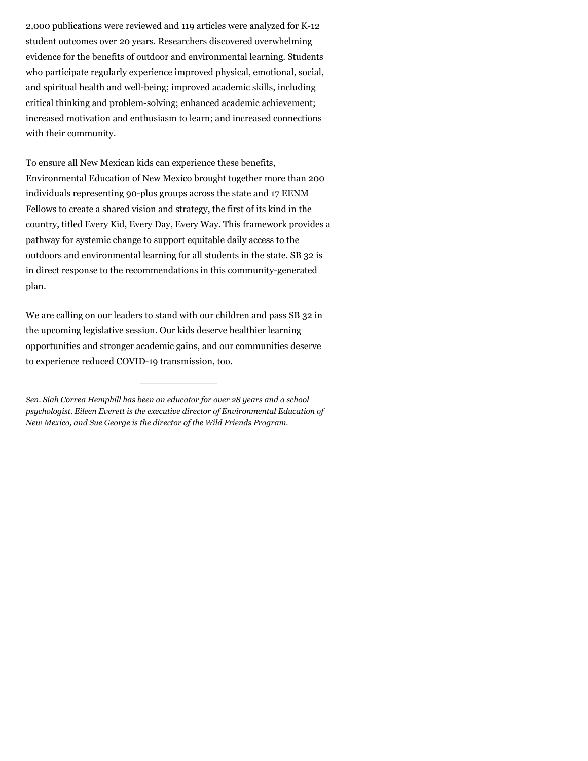2,000 publications were reviewed and 119 articles were analyzed for K-12 student outcomes over 20 years. Researchers discovered overwhelming evidence for the benefits of outdoor and environmental learning. Students who participate regularly experience improved physical, emotional, social, and spiritual health and well-being; improved academic skills, including critical thinking and problem-solving; enhanced academic achievement; increased motivation and enthusiasm to learn; and increased connections with their community.

To ensure all New Mexican kids can experience these benefits, Environmental Education of New Mexico brought together more than 200 individuals representing 90-plus groups across the state and 17 EENM Fellows to create a shared vision and strategy, the first of its kind in the country, titled Every Kid, Every Day, Every Way. This framework provides a pathway for systemic change to support equitable daily access to the outdoors and environmental learning for all students in the state. SB 32 is in direct response to the recommendations in this community-generated plan.

We are calling on our leaders to stand with our children and pass SB 32 in the upcoming legislative session. Our kids deserve healthier learning opportunities and stronger academic gains, and our communities deserve to experience reduced COVID-19 transmission, too.

---

*Sen. Siah Correa Hemphill has been an educator for over 28 years and a school psychologist. Eileen Everett is the executive director of Environmental Education of New Mexico, and Sue George is the director of the Wild Friends Program.*